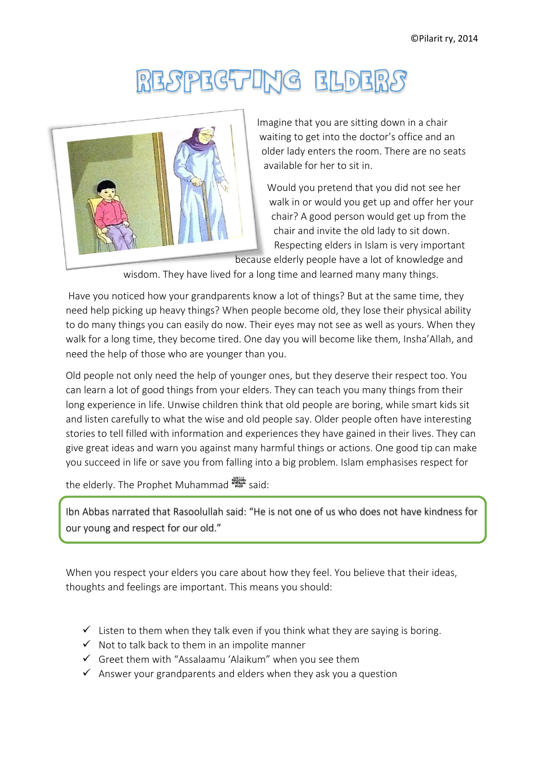©Pilarit ry, 2014

# RESPECTING ELDERS

Imagine that you are sitting down in a chair waiting to get into the doctor's office and an older lady enters the room. There are no seats available for her to sit in.

Would you pretend that you did not see her walk in or would you get up and offer her your chair? A good person would get up from the chair and invite the old lady to sit down. Respecting elders in Islam is very important because elderly people have a lot of knowledge and wisdom. They have lived for a long time and learned many many things.

Have you noticed how your grandparents know a lot of things? But at the same time, they need help picking up heavy things? When people become old, they lose their physical ability to do many things you can easily do now. Their eyes may not see as well as yours. When they walk for a long time, they become tired. One day you will become like them, Insha'Allah, and need the help of those who are younger than you.

Old people not only need the help of younger ones, but they deserve their respect too. You can learn a lot of good things from your elders. They can teach you many things from their long experience in life. Unwise children think that old people are boring, while smart kids sit and listen carefully to what the wise and old people say. Older people often have interesting stories to tell filled with information and experiences they have gained in their lives. They can give great ideas and warn you against many harmful things or actions. One good tip can make you succeed in life or save you from falling into a big problem. Islam emphasises respect for the elderly. The Prophet Muhammad ﷺ said:

> Ibn Abbas narrated that Rasoolullah said: "He is not one of us who does not have kindness for our young and respect for our old."

When you respect your elders you care about how they feel. You believe that their ideas, thoughts and feelings are important. This means you should:

- ✓ Listen to them when they talk even if you think what they are saying is boring.
- ✓ Not to talk back to them in an impolite manner
- ✓ Greet them with "Assalaamu 'Alaikum" when you see them
- ✓ Answer your grandparents and elders when they ask you a question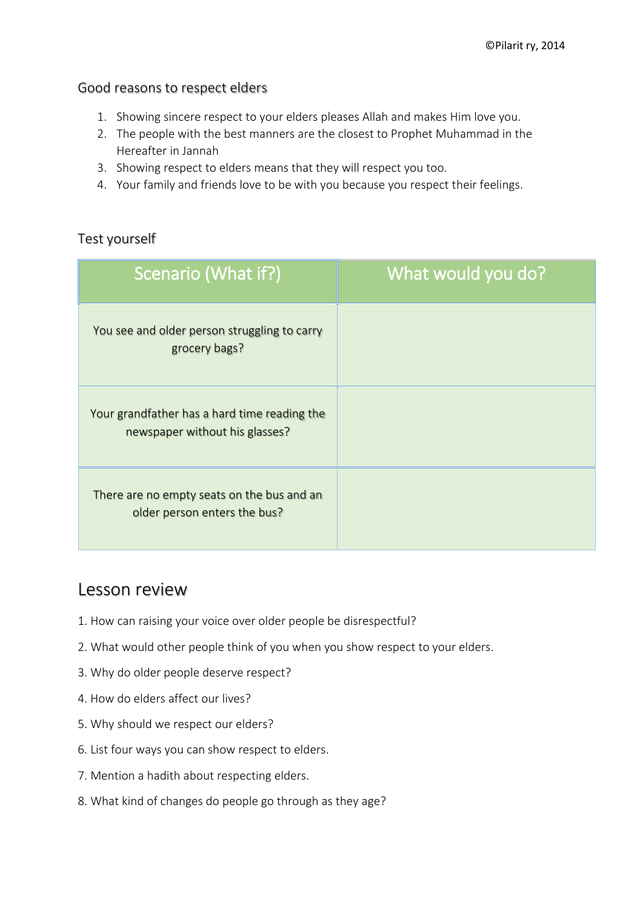## Good reasons to respect elders

1. Showing sincere respect to your elders pleases Allah and makes Him love you.
2. The people with the best manners are the closest to Prophet Muhammad in the Hereafter in Jannah
3. Showing respect to elders means that they will respect you too.
4. Your family and friends love to be with you because you respect their feelings.

## Test yourself

| Scenario (What if?) | What would you do? |
|---|---|
| You see and older person struggling to carry grocery bags? | |
| Your grandfather has a hard time reading the newspaper without his glasses? | |
| There are no empty seats on the bus and an older person enters the bus? | |

# Lesson review

1. How can raising your voice over older people be disrespectful?
2. What would other people think of you when you show respect to your elders.
3. Why do older people deserve respect?
4. How do elders affect our lives?
5. Why should we respect our elders?
6. List four ways you can show respect to elders.
7. Mention a hadith about respecting elders.
8. What kind of changes do people go through as they age?